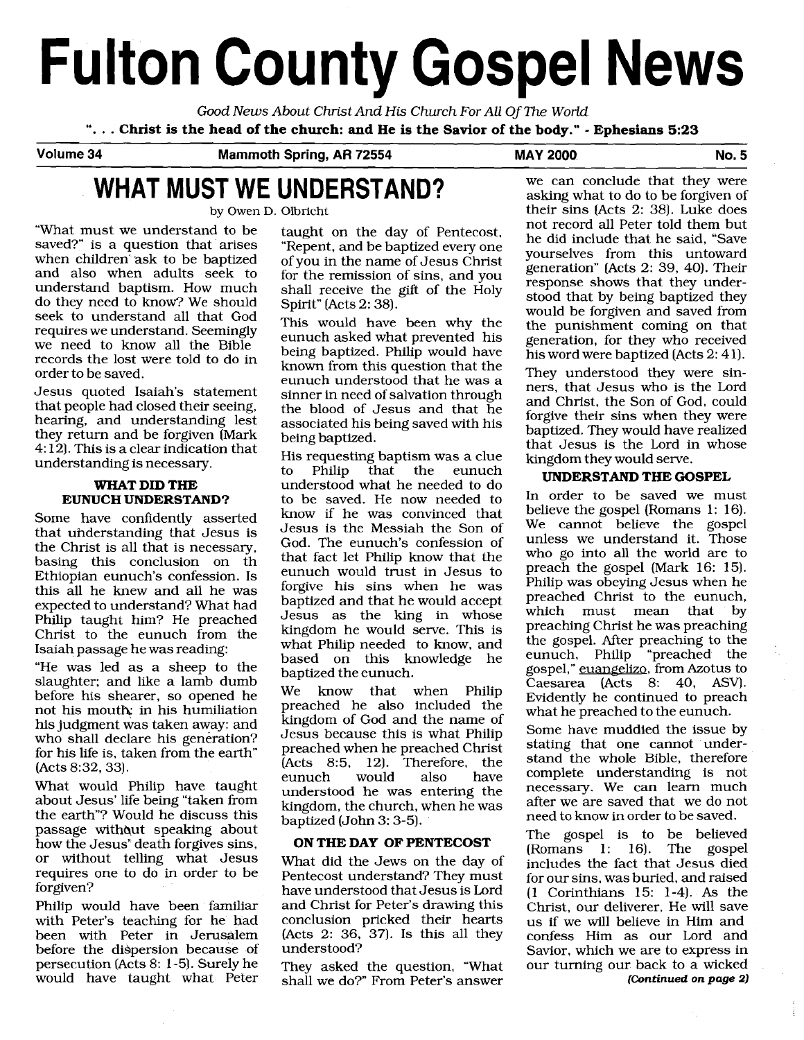# Fulton County Gospel News

*Good News About Christ And His Church For All Of The World*

**". . . Christ is the head of the church: and He is the Savior of the body." - Ephesians 5:23**

**Volume 34 — Mammoth Spring, AR 72554 — MAY 2000 — No. 5**

## WHAT MUST WE UNDERSTAND?

by Owen D. Olbricht

"What must we understand to be saved?" is a question that arises when children ask to be baptized and also when adults seek to understand baptism. How much do they need to know? We should seek to understand all that God requires we understand. Seemingly we need to know all the Bible records the lost were told to do in order to be saved.

Jesus quoted Isaiah's statement that people had closed their seeing, hearing, and understanding lest they return and be forgiven (Mark 4:12). This is a clear indication that understanding is necessary.

### WHAT DID THE EUNUCH UNDERSTAND?

Some have confidently asserted that understanding that Jesus is the Christ is all that is necessary, basing this conclusion on th Ethiopian eunuch's confession. Is this all he knew and all he was expected to understand? What had Philip taught him? He preached Christ to the eunuch from the Isaiah passage he was reading:

"He was led as a sheep to the slaughter; and like a lamb dumb before his shearer, so opened he not his mouth; in his humiliation his judgment was taken away: and who shall declare his generation? for his life is, taken from the earth" (Acts 8:32, 33).

What would Philip have taught about Jesus' life being "taken from the earth"? Would he discuss this passage without speaking about how the Jesus' death forgives sins, or without telling what Jesus requires one to do in order to be forgiven?

Philip would have been familiar with Peter's teaching for he had been with Peter in Jerusalem before the dispersion because of persecution (Acts 8: 1-5). Surely he would have taught what Peter taught on the day of Pentecost, "Repent, and be baptized every one of you in the name of Jesus Christ for the remission of sins, and you shall receive the gift of the Holy Spirit" (Acts 2: 38).

This would have been why the eunuch asked what prevented his being baptized. Philip would have known from this question that the eunuch understood that he was a sinner in need of salvation through the blood of Jesus and that he associated his being saved with his being baptized.

His requesting baptism was a clue to Philip that the eunuch understood what he needed to do to be saved. He now needed to know if he was convinced that Jesus is the Messiah the Son of God. The eunuch's confession of that fact let Philip know that the eunuch would trust in Jesus to forgive his sins when he was baptized and that he would accept Jesus as the king in whose kingdom he would serve. This is what Philip needed to know, and based on this knowledge he baptized the eunuch.

We know that when Philip preached he also included the kingdom of God and the name of Jesus because this is what Philip preached when he preached Christ (Acts 8:5, 12). Therefore, the eunuch would also have understood he was entering the kingdom, the church, when he was baptized (John 3: 3-5).

### ON THE DAY OF PENTECOST

What did the Jews on the day of Pentecost understand? They must have understood that Jesus is Lord and Christ for Peter's drawing this conclusion pricked their hearts (Acts 2: 36, 37). Is this all they understood?

They asked the question, "What shall we do?" From Peter's answer we can conclude that they were asking what to do to be forgiven of their sins (Acts 2: 38). Luke does not record all Peter told them but he did include that he said, "Save yourselves from this untoward generation" (Acts 2: 39, 40). Their response shows that they understood that by being baptized they would be forgiven and saved from the punishment coming on that generation, for they who received his word were baptized (Acts 2: 41).

They understood they were sinners, that Jesus who is the Lord and Christ, the Son of God, could forgive their sins when they were baptized. They would have realized that Jesus is the Lord in whose kingdom they would serve.

### UNDERSTAND THE GOSPEL

In order to be saved we must believe the gospel (Romans 1: 16). We cannot believe the gospel unless we understand it. Those who go into all the world are to preach the gospel (Mark 16: 15). Philip was obeying Jesus when he preached Christ to the eunuch, which must mean that by preaching Christ he was preaching the gospel. After preaching to the eunuch, Philip "preached the gospel," <u>euangelizo</u>, from Azotus to Caesarea (Acts 8: 40, ASV). Evidently he continued to preach what he preached to the eunuch.

Some have muddied the issue by stating that one cannot understand the whole Bible, therefore complete understanding is not necessary. We can learn much after we are saved that we do not need to know in order to be saved.

The gospel is to be believed (Romans 1: 16). The gospel includes the fact that Jesus died for our sins, was buried, and raised (1 Corinthians 15: 1-4). As the Christ, our deliverer, He will save us if we will believe in Him and confess Him as our Lord and Savior, which we are to express in our turning our back to a wicked

*(Continued on page 2)*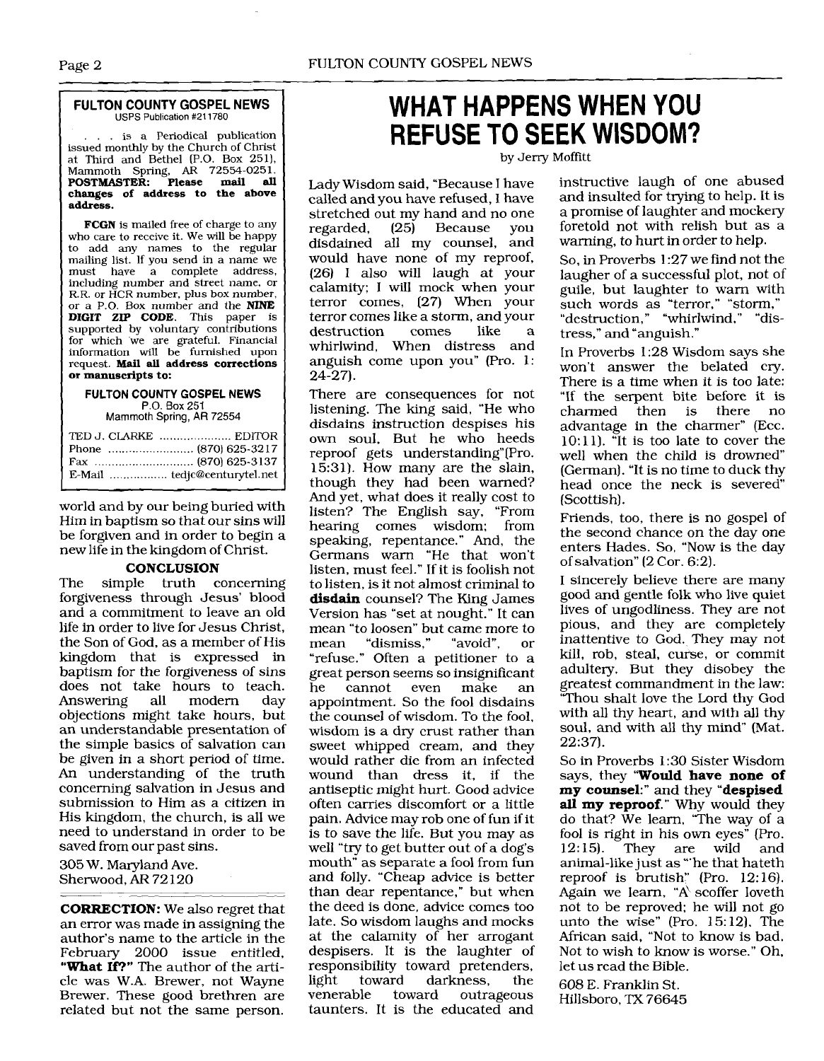**FULTON COUNTY GOSPEL NEWS**
USPS Publication #211780

. . . is a Periodical publication issued monthly by the Church of Christ at Third and Bethel (P.O. Box 251), Mammoth Spring, AR 72554-0251. **POSTMASTER: Please mail all changes of address to the above address.**

**FCGN** is mailed free of charge to any who care to receive it. We will be happy to add any names to the regular mailing list. If you send in a name we must have a complete address, including number and street name, or R.R. or HCR number, plus box number, or a P.O. Box number and the **NINE DIGIT ZIP CODE**. This paper is supported by voluntary contributions for which we are grateful. Financial information will be furnished upon request. **Mail all address corrections or manuscripts to:**

**FULTON COUNTY GOSPEL NEWS**
P.O. Box 251
Mammoth Spring, AR 72554

TED J. CLARKE .................... EDITOR
Phone ........................ (870) 625-3217
Fax ............................ (870) 625-3137
E-Mail ................ tedjc@centurytel.net

world and by our being buried with Him in baptism so that our sins will be forgiven and in order to begin a new life in the kingdom of Christ.

**CONCLUSION**

The simple truth concerning forgiveness through Jesus' blood and a commitment to leave an old life in order to live for Jesus Christ, the Son of God, as a member of His kingdom that is expressed in baptism for the forgiveness of sins does not take hours to teach. Answering all modern day objections might take hours, but an understandable presentation of the simple basics of salvation can be given in a short period of time. An understanding of the truth concerning salvation in Jesus and submission to Him as a citizen in His kingdom, the church, is all we need to understand in order to be saved from our past sins.

305 W. Maryland Ave.
Sherwood, AR 72120

**CORRECTION:** We also regret that an error was made in assigning the author's name to the article in the February 2000 issue entitled, **"What If?"** The author of the article was W.A. Brewer, not Wayne Brewer. These good brethren are related but not the same person.

# WHAT HAPPENS WHEN YOU REFUSE TO SEEK WISDOM?

by Jerry Moffitt

Lady Wisdom said, "Because I have called and you have refused, I have stretched out my hand and no one regarded, (25) Because you disdained all my counsel, and would have none of my reproof, (26) I also will laugh at your calamity; I will mock when your terror comes, (27) When your terror comes like a storm, and your destruction comes like a whirlwind, When distress and anguish come upon you" (Pro. 1: 24-27).

There are consequences for not listening. The king said, "He who disdains instruction despises his own soul, But he who heeds reproof gets understanding"(Pro. 15:31). How many are the slain, though they had been warned? And yet, what does it really cost to listen? The English say, "From hearing comes wisdom; from speaking, repentance." And, the Germans warn "He that won't listen, must feel." If it is foolish not to listen, is it not almost criminal to **disdain** counsel? The King James Version has "set at nought." It can mean "to loosen" but came more to mean "dismiss," "avoid", or "refuse." Often a petitioner to a great person seems so insignificant he cannot even make an appointment. So the fool disdains the counsel of wisdom. To the fool, wisdom is a dry crust rather than sweet whipped cream, and they would rather die from an infected wound than dress it, if the antiseptic might hurt. Good advice often carries discomfort or a little pain. Advice may rob one of fun if it is to save the life. But you may as well "try to get butter out of a dog's mouth" as separate a fool from fun and folly. "Cheap advice is better than dear repentance," but when the deed is done, advice comes too late. So wisdom laughs and mocks at the calamity of her arrogant despisers. It is the laughter of responsibility toward pretenders, light toward darkness, the venerable toward outrageous taunters. It is the educated and instructive laugh of one abused and insulted for trying to help. It is a promise of laughter and mockery foretold not with relish but as a warning, to hurt in order to help.

So, in Proverbs 1:27 we find not the laugher of a successful plot, not of guile, but laughter to warn with such words as "terror," "storm," "destruction," "whirlwind," "distress," and "anguish."

In Proverbs 1:28 Wisdom says she won't answer the belated cry. There is a time when it is too late: "If the serpent bite before it is charmed then is there no advantage in the charmer" (Ecc. 10:11). "It is too late to cover the well when the child is drowned" (German). "It is no time to duck thy head once the neck is severed" (Scottish).

Friends, too, there is no gospel of the second chance on the day one enters Hades. So, "Now is the day of salvation" (2 Cor. 6:2).

I sincerely believe there are many good and gentle folk who live quiet lives of ungodliness. They are not pious, and they are completely inattentive to God. They may not kill, rob, steal, curse, or commit adultery. But they disobey the greatest commandment in the law: "Thou shalt love the Lord thy God with all thy heart, and with all thy soul, and with all thy mind" (Mat. 22:37).

So in Proverbs 1:30 Sister Wisdom says, they **"Would have none of my counsel:"** and they **"despised all my reproof."** Why would they do that? We learn, "The way of a fool is right in his own eyes" (Pro. 12:15). They are wild and animal-like just as "'he that hateth reproof is brutish" (Pro. 12:16). Again we learn, "A scoffer loveth not to be reproved; he will not go unto the wise" (Pro. 15:12). The African said, "Not to know is bad. Not to wish to know is worse." Oh, let us read the Bible.

608 E. Franklin St.
Hillsboro, TX 76645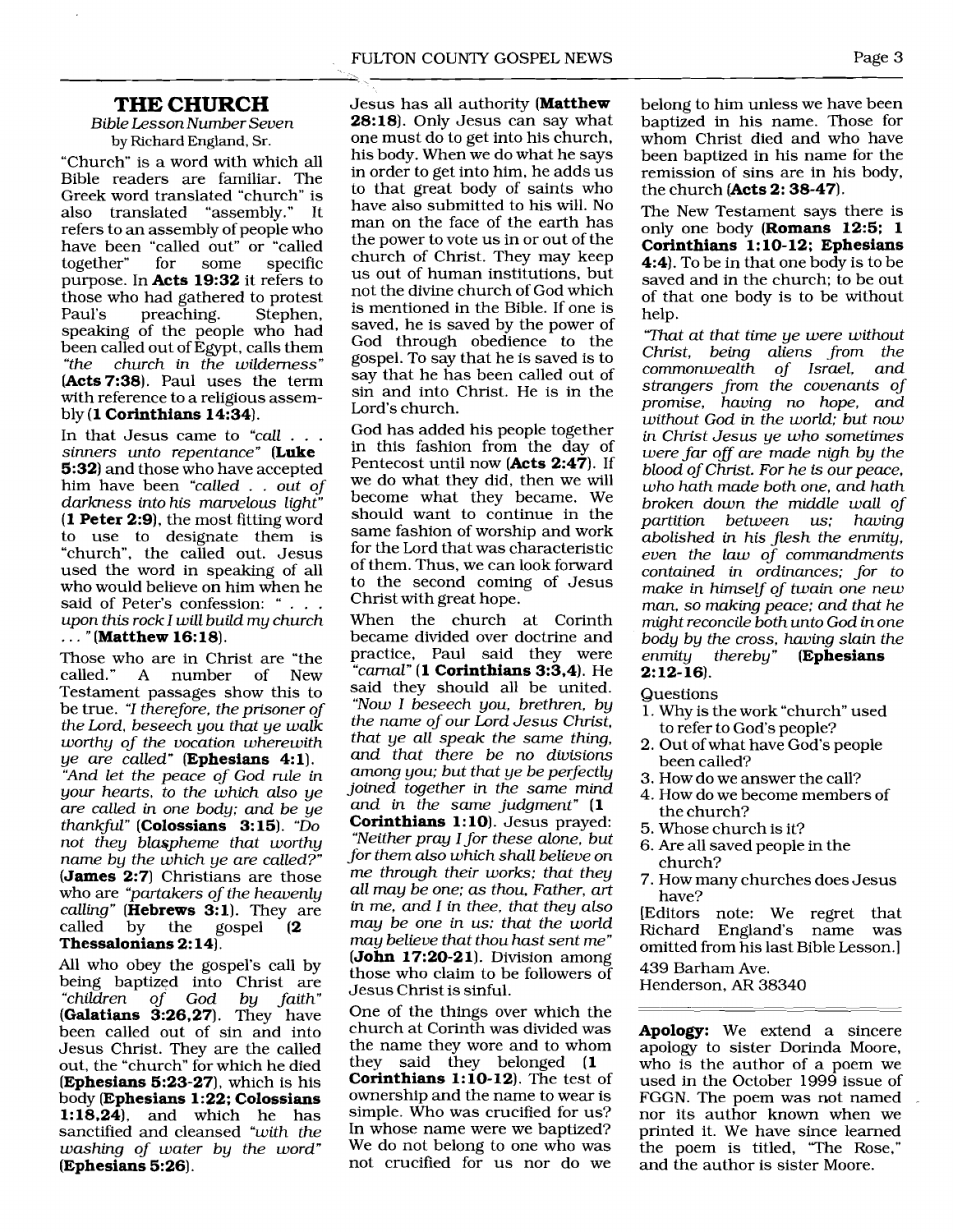## THE CHURCH

*Bible Lesson Number Seven*
by Richard England, Sr.

"Church" is a word with which all Bible readers are familiar. The Greek word translated "church" is also translated "assembly." It refers to an assembly of people who have been "called out" or "called together" for some specific purpose. In **Acts 19:32** it refers to those who had gathered to protest Paul's preaching. Stephen, speaking of the people who had been called out of Egypt, calls them *"the church in the wilderness"* **(Acts 7:38)**. Paul uses the term with reference to a religious assembly **(1 Corinthians 14:34)**.

In that Jesus came to *"call . . . sinners unto repentance"* **(Luke 5:32)** and those who have accepted him have been *"called . . out of darkness into his marvelous light"* **(1 Peter 2:9)**, the most fitting word to use to designate them is "church", the called out. Jesus used the word in speaking of all who would believe on him when he said of Peter's confession: *" . . . upon this rock I will build my church . . . "* **(Matthew 16:18)**.

Those who are in Christ are "the called." A number of New Testament passages show this to be true. *"I therefore, the prisoner of the Lord, beseech you that ye walk worthy of the vocation wherewith ye are called"* **(Ephesians 4:1)**. *"And let the peace of God rule in your hearts, to the which also ye are called in one body; and be ye thankful"* **(Colossians 3:15)**. *"Do not they blaspheme that worthy name by the which ye are called?"* **(James 2:7)** Christians are those who are *"partakers of the heavenly calling"* **(Hebrews 3:1)**. They are called by the gospel **(2 Thessalonians 2:14)**.

All who obey the gospel's call by being baptized into Christ are *"children of God by faith"* **(Galatians 3:26,27)**. They have been called out of sin and into Jesus Christ. They are the called out, the "church" for which he died **(Ephesians 5:23-27)**, which is his body **(Ephesians 1:22; Colossians 1:18,24)**, and which he has sanctified and cleansed *"with the washing of water by the word"* **(Ephesians 5:26)**.

Jesus has all authority **(Matthew 28:18)**. Only Jesus can say what one must do to get into his church, his body. When we do what he says in order to get into him, he adds us to that great body of saints who have also submitted to his will. No man on the face of the earth has the power to vote us in or out of the church of Christ. They may keep us out of human institutions, but not the divine church of God which is mentioned in the Bible. If one is saved, he is saved by the power of God through obedience to the gospel. To say that he is saved is to say that he has been called out of sin and into Christ. He is in the Lord's church.

God has added his people together in this fashion from the day of Pentecost until now **(Acts 2:47)**. If we do what they did, then we will become what they became. We should want to continue in the same fashion of worship and work for the Lord that was characteristic of them. Thus, we can look forward to the second coming of Jesus Christ with great hope.

When the church at Corinth became divided over doctrine and practice, Paul said they were *"carnal"* **(1 Corinthians 3:3,4)**. He said they should all be united. *"Now I beseech you, brethren, by the name of our Lord Jesus Christ, that ye all speak the same thing, and that there be no divisions among you; but that ye be perfectly joined together in the same mind and in the same judgment"* **(1 Corinthians 1:10)**. Jesus prayed: *"Neither pray I for these alone, but for them also which shall believe on me through their works; that they all may be one; as thou, Father, art in me, and I in thee, that they also may be one in us: that the world may believe that thou hast sent me"* **(John 17:20-21)**. Division among those who claim to be followers of Jesus Christ is sinful.

One of the things over which the church at Corinth was divided was the name they wore and to whom they said they belonged **(1 Corinthians 1:10-12)**. The test of ownership and the name to wear is simple. Who was crucified for us? In whose name were we baptized? We do not belong to one who was not crucified for us nor do we belong to him unless we have been baptized in his name. Those for whom Christ died and who have been baptized in his name for the remission of sins are in his body, the church **(Acts 2: 38-47)**.

The New Testament says there is only one body **(Romans 12:5; 1 Corinthians 1:10-12; Ephesians 4:4)**. To be in that one body is to be saved and in the church; to be out of that one body is to be without help.

*"That at that time ye were without Christ, being aliens from the commonwealth of Israel, and strangers from the covenants of promise, having no hope, and without God in the world; but now in Christ Jesus ye who sometimes were far off are made nigh by the blood of Christ. For he is our peace, who hath made both one, and hath broken down the middle wall of partition between us; having abolished in his flesh the enmity, even the law of commandments contained in ordinances; for to make in himself of twain one new man, so making peace; and that he might reconcile both unto God in one body by the cross, having slain the enmity thereby"* **(Ephesians 2:12-16)**.

Questions

1. Why is the work "church" used to refer to God's people?
2. Out of what have God's people been called?
3. How do we answer the call?
4. How do we become members of the church?
5. Whose church is it?
6. Are all saved people in the church?
7. How many churches does Jesus have?

[Editors note: We regret that Richard England's name was omitted from his last Bible Lesson.]

439 Barham Ave.
Henderson, AR 38340

---

**Apology:** We extend a sincere apology to sister Dorinda Moore, who is the author of a poem we used in the October 1999 issue of FGGN. The poem was not named nor its author known when we printed it. We have since learned the poem is titled, "The Rose," and the author is sister Moore.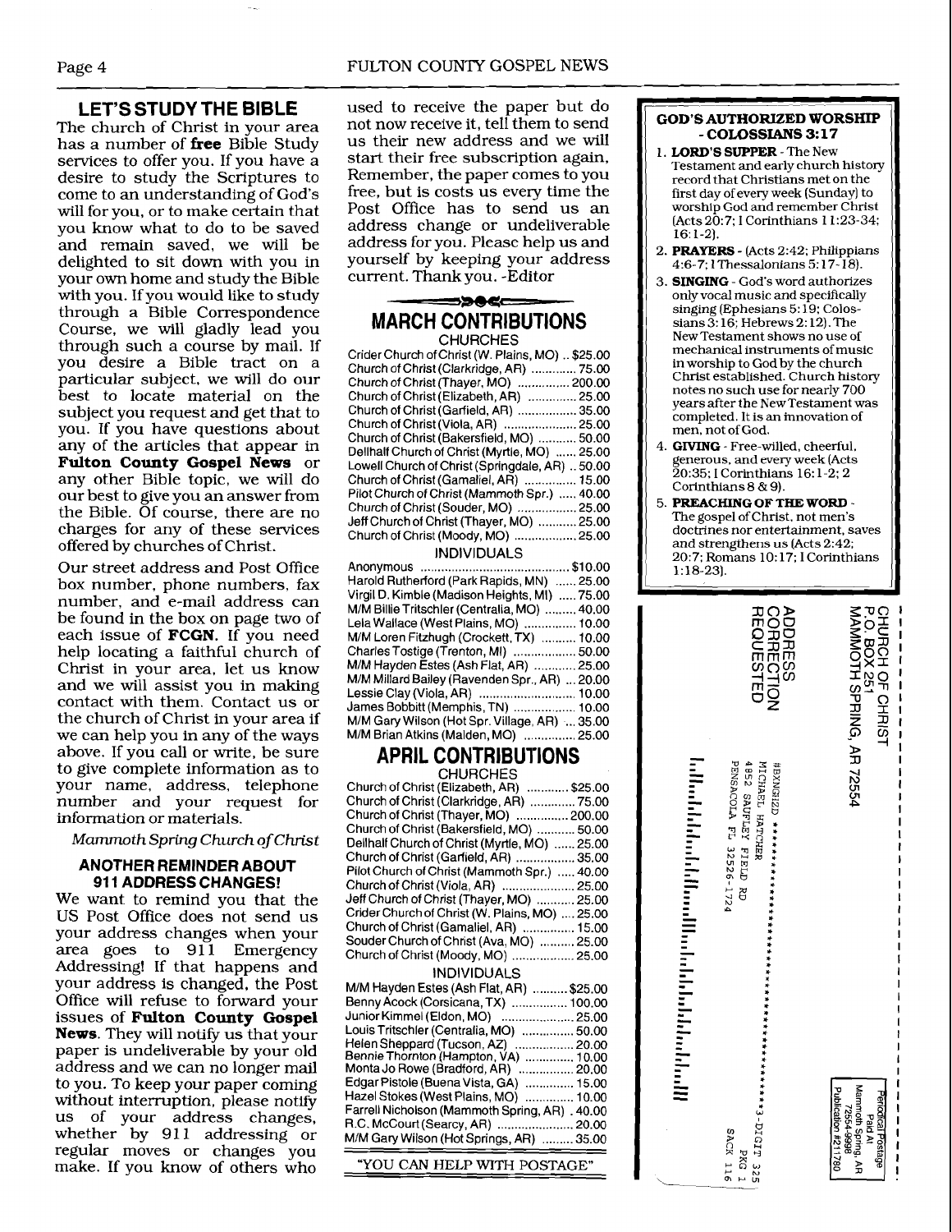## LET'S STUDY THE BIBLE

The church of Christ in your area has a number of **free** Bible Study services to offer you. If you have a desire to study the Scriptures to come to an understanding of God's will for you, or to make certain that you know what to do to be saved and remain saved, we will be delighted to sit down with you in your own home and study the Bible with you. If you would like to study through a Bible Correspondence Course, we will gladly lead you through such a course by mail. If you desire a Bible tract on a particular subject, we will do our best to locate material on the subject you request and get that to you. If you have questions about any of the articles that appear in **Fulton County Gospel News** or any other Bible topic, we will do our best to give you an answer from the Bible. Of course, there are no charges for any of these services offered by churches of Christ.

Our street address and Post Office box number, phone numbers, fax number, and e-mail address can be found in the box on page two of each issue of **FCGN**. If you need help locating a faithful church of Christ in your area, let us know and we will assist you in making contact with them. Contact us or the church of Christ in your area if we can help you in any of the ways above. If you call or write, be sure to give complete information as to your name, address, telephone number and your request for information or materials.

*Mammoth Spring Church of Christ*

### ANOTHER REMINDER ABOUT 911 ADDRESS CHANGES!

We want to remind you that the US Post Office does not send us your address changes when your area goes to 911 Emergency Addressing! If that happens and your address is changed, the Post Office will refuse to forward your issues of **Fulton County Gospel News**. They will notify us that your paper is undeliverable by your old address and we can no longer mail to you. To keep your paper coming without interruption, please notify us of your address changes, whether by 911 addressing or regular moves or changes you make. If you know of others who used to receive the paper but do not now receive it, tell them to send us their new address and we will start their free subscription again. Remember, the paper comes to you free, but is costs us every time the Post Office has to send us an address change or undeliverable address for you. Please help us and yourself by keeping your address current. Thank you. -Editor

## MARCH CONTRIBUTIONS

### CHURCHES

Crider Church of Christ (W. Plains, MO) .. $25.00
Church of Christ (Clarkridge, AR) ............ 75.00
Church of Christ (Thayer, MO) ............... 200.00
Church of Christ (Elizabeth, AR) ............. 25.00
Church of Christ (Garfield, AR) ................. 35.00
Church of Christ (Viola, AR) ..................... 25.00
Church of Christ (Bakersfield, MO) .......... 50.00
Dellhalf Church of Christ (Myrtle, MO) ...... 25.00
Lowell Church of Christ (Springdale, AR) .. 50.00
Church of Christ (Gamaliel, AR) ............... 15.00
Pilot Church of Christ (Mammoth Spr.) ..... 40.00
Church of Christ (Souder, MO) ................. 25.00
Jeff Church of Christ (Thayer, MO) ........... 25.00
Church of Christ (Moody, MO) .................. 25.00

### INDIVIDUALS

Anonymous .......................................... $10.00
Harold Rutherford (Park Rapids, MN) ...... 25.00
Virgil D. Kimble (Madison Heights, MI) ...... 75.00
M/M Billie Tritschler (Centralia, MO) ......... 40.00
Lela Wallace (West Plains, MO) ............... 10.00
M/M Loren Fitzhugh (Crockett, TX) .......... 10.00
Charles Tostige (Trenton, MI) .................. 50.00
M/M Hayden Estes (Ash Flat, AR) ............ 25.00
M/M Millard Bailey (Ravenden Spr., AR) ... 20.00
Lessie Clay (Viola, AR) ............................ 10.00
James Bobbitt (Memphis, TN) .................. 10.00
M/M Gary Wilson (Hot Spr. Village, AR) ... 35.00
M/M Brian Atkins (Malden, MO) .............. 25.00

## APRIL CONTRIBUTIONS

### CHURCHES

Church of Christ (Elizabeth, AR) ............ $25.00
Church of Christ (Clarkridge, AR) ............. 75.00
Church of Christ (Thayer, MO) ............... 200.00
Church of Christ (Bakersfield, MO) ........... 50.00
Dellhalf Church of Christ (Myrtle, MO) ...... 25.00
Church of Christ (Garfield, AR) ................. 35.00
Pilot Church of Christ (Mammoth Spr.) ..... 40.00
Church of Christ (Viola, AR) ..................... 25.00
Jeff Church of Christ (Thayer, MO) ........... 25.00
Crider Church of Christ (W. Plains, MO) .... 25.00
Church of Christ (Gamaliel, AR) ............... 15.00
Souder Church of Christ (Ava, MO) .......... 25.00
Church of Christ (Moody, MO) .................. 25.00

### INDIVIDUALS

M/M Hayden Estes (Ash Flat, AR) .......... $25.00
Benny Acock (Corsicana, TX) ................ 100.00
Junior Kimmel (Eldon, MO) ..................... 25.00
Louis Tritschler (Centralia, MO) ............... 50.00
Helen Sheppard (Tucson, AZ) ................. 20.00
Bennie Thornton (Hampton, VA) .............. 10.00
Monta Jo Rowe (Bradford, AR) ................ 20.00
Edgar Pistole (Buena Vista, GA) .............. 15.00
Hazel Stokes (West Plains, MO) .............. 10.00
Farrell Nicholson (Mammoth Spring, AR) . 40.00
R.C. McCourt (Searcy, AR) ...................... 20.00
M/M Gary Wilson (Hot Springs, AR) ......... 35.00

"YOU CAN HELP WITH POSTAGE"

### GOD'S AUTHORIZED WORSHIP - COLOSSIANS 3:17

1. **LORD'S SUPPER** - The New Testament and early church history record that Christians met on the first day of every week (Sunday) to worship God and remember Christ (Acts 20:7; I Corinthians 11:23-34; 16:1-2).
2. **PRAYERS** - (Acts 2:42; Philippians 4:6-7; I Thessalonians 5:17-18).
3. **SINGING** - God's word authorizes only vocal music and specifically singing (Ephesians 5:19; Colossians 3:16; Hebrews 2:12). The New Testament shows no use of mechanical instruments of music in worship to God by the church Christ established. Church history notes no such use for nearly 700 years after the New Testament was completed. It is an innovation of men, not of God.
4. **GIVING** - Free-willed, cheerful, generous, and every week (Acts 20:35; I Corinthians 16:1-2; 2 Corinthians 8 & 9).
5. **PREACHING OF THE WORD** - The gospel of Christ, not men's doctrines nor entertainment, saves and strengthens us (Acts 2:42; 20:7; Romans 10:17; I Corinthians 1:18-23).

CHURCH OF CHRIST
P.O. BOX 251
MAMMOTH SPRING, AR 72554

ADDRESS CORRECTION REQUESTED

Periodical Postage Paid At Mammoth Spring, AR 72554-9998 Publication #211780

#BXNGHZD ***************************3-DIGIT 325
MICHAEL HATCHER PKG 1
4852 SAUFLEY FIELD RD SACK 116
PENSACOLA FL 32526-1724